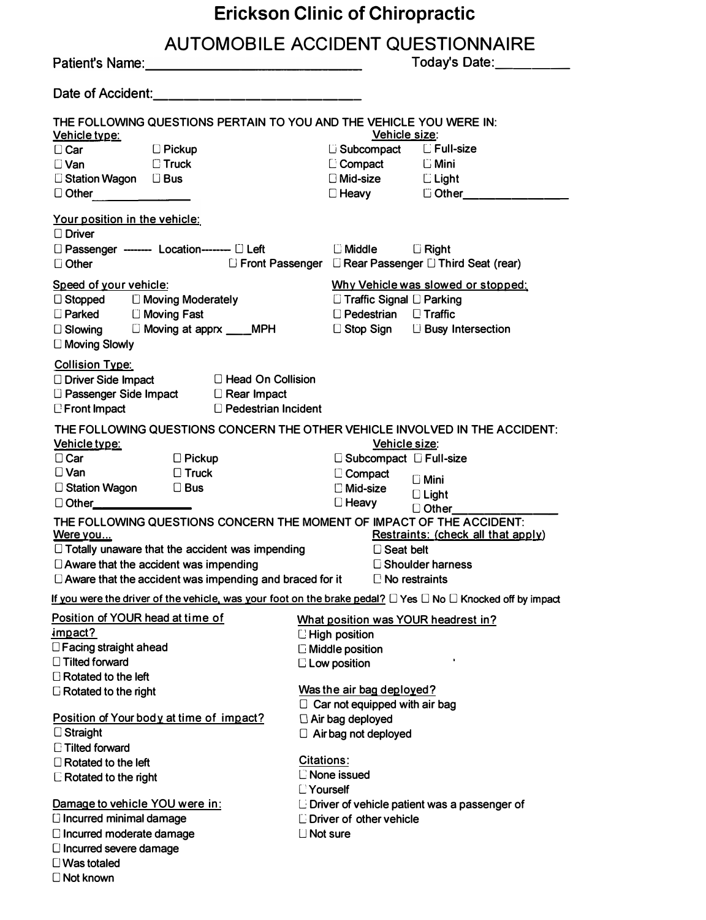# Erickson Clinic of Chiropractic

## AUTOMOBILE ACCIDENT QUESTIONNAIRE

Patient's Name:______________________________ Today's Date:__________

Date of Accident:____________________________

THE FOLLOWING QUESTIONS PERTAIN TO YOU AND THE VEHICLE YOU WERE IN:

**Vehicle type:**
- ☐ Car
- ☐ Pickup
- ☐ Van
- ☐ Truck
- ☐ Station Wagon
- ☐ Bus
- ☐ Other________________

**Vehicle size:**
- ☐ Subcompact
- ☐ Full-size
- ☐ Compact
- ☐ Mini
- ☐ Mid-size
- ☐ Light
- ☐ Heavy
- ☐ Other________________

**Your position in the vehicle:**
- ☐ Driver
- ☐ Passenger -------- Location-------- ☐ Left ☐ Middle ☐ Right
- ☐ Other ☐ Front Passenger ☐ Rear Passenger ☐ Third Seat (rear)

**Speed of your vehicle:**
- ☐ Stopped
- ☐ Moving Moderately
- ☐ Parked
- ☐ Moving Fast
- ☐ Slowing
- ☐ Moving at apprx ____MPH
- ☐ Moving Slowly

**Why Vehicle was slowed or stopped:**
- ☐ Traffic Signal
- ☐ Parking
- ☐ Pedestrian
- ☐ Traffic
- ☐ Stop Sign
- ☐ Busy Intersection

**Collision Type:**
- ☐ Driver Side Impact
- ☐ Head On Collision
- ☐ Passenger Side Impact
- ☐ Rear Impact
- ☐ Front Impact
- ☐ Pedestrian Incident

THE FOLLOWING QUESTIONS CONCERN THE OTHER VEHICLE INVOLVED IN THE ACCIDENT:

**Vehicle type:**
- ☐ Car
- ☐ Pickup
- ☐ Van
- ☐ Truck
- ☐ Station Wagon
- ☐ Bus
- ☐ Other________________

**Vehicle size:**
- ☐ Subcompact
- ☐ Full-size
- ☐ Compact
- ☐ Mini
- ☐ Mid-size
- ☐ Light
- ☐ Heavy
- ☐ Other________________

THE FOLLOWING QUESTIONS CONCERN THE MOMENT OF IMPACT OF THE ACCIDENT:

**Were you...**
- ☐ Totally unaware that the accident was impending
- ☐ Aware that the accident was impending
- ☐ Aware that the accident was impending and braced for it

**Restraints: (check all that apply)**
- ☐ Seat belt
- ☐ Shoulder harness
- ☐ No restraints

If you were the driver of the vehicle, was your foot on the brake pedal? ☐ Yes ☐ No ☐ Knocked off by impact

**Position of YOUR head at time of impact?**
- ☐ Facing straight ahead
- ☐ Tilted forward
- ☐ Rotated to the left
- ☐ Rotated to the right

**What position was YOUR headrest in?**
- ☐ High position
- ☐ Middle position
- ☐ Low position

**Was the air bag deployed?**
- ☐ Car not equipped with air bag
- ☐ Air bag deployed
- ☐ Air bag not deployed

**Position of Your body at time of impact?**
- ☐ Straight
- ☐ Tilted forward
- ☐ Rotated to the left
- ☐ Rotated to the right

**Citations:**
- ☐ None issued
- ☐ Yourself
- ☐ Driver of vehicle patient was a passenger of
- ☐ Driver of other vehicle
- ☐ Not sure

**Damage to vehicle YOU were in:**
- ☐ Incurred minimal damage
- ☐ Incurred moderate damage
- ☐ Incurred severe damage
- ☐ Was totaled
- ☐ Not known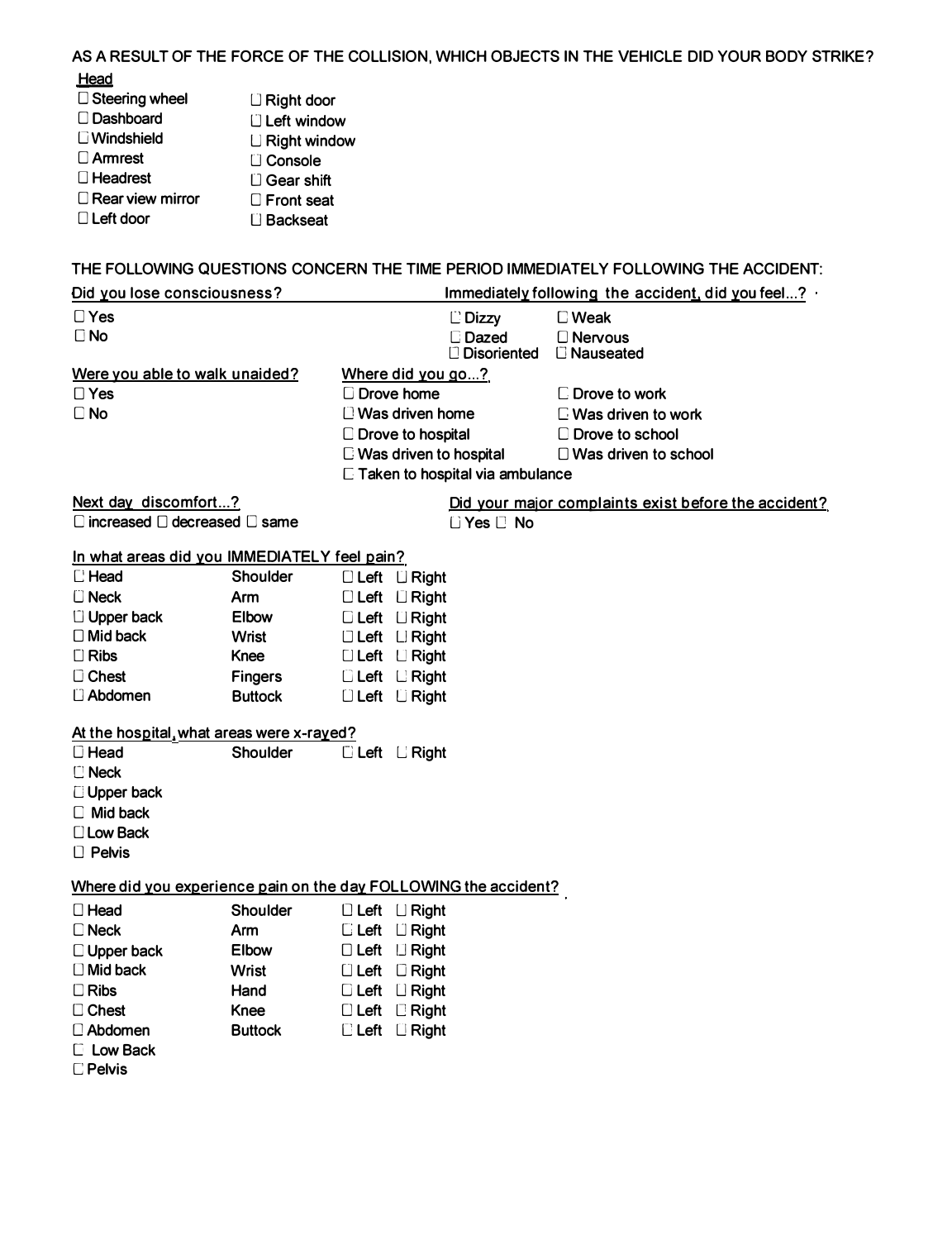AS A RESULT OF THE FORCE OF THE COLLISION, WHICH OBJECTS IN THE VEHICLE DID YOUR BODY STRIKE?

**Head**

| | |
|---|---|
| ☐ Steering wheel | ☐ Right door |
| ☐ Dashboard | ☐ Left window |
| ☐ Windshield | ☐ Right window |
| ☐ Armrest | ☐ Console |
| ☐ Headrest | ☐ Gear shift |
| ☐ Rear view mirror | ☐ Front seat |
| ☐ Left door | ☐ Backseat |

THE FOLLOWING QUESTIONS CONCERN THE TIME PERIOD IMMEDIATELY FOLLOWING THE ACCIDENT:

**Did you lose consciousness?**

☐ Yes
☐ No

**Immediately following the accident, did you feel...?**

| | |
|---|---|
| ☐ Dizzy | ☐ Weak |
| ☐ Dazed | ☐ Nervous |
| ☐ Disoriented | ☐ Nauseated |

**Were you able to walk unaided?**

☐ Yes
☐ No

**Where did you go...?**

| | |
|---|---|
| ☐ Drove home | ☐ Drove to work |
| ☐ Was driven home | ☐ Was driven to work |
| ☐ Drove to hospital | ☐ Drove to school |
| ☐ Was driven to hospital | ☐ Was driven to school |
| ☐ Taken to hospital via ambulance | |

**Next day discomfort...?**

☐ increased ☐ decreased ☐ same

**Did your major complaints exist before the accident?**

☐ Yes ☐ No

**In what areas did you IMMEDIATELY feel pain?**

| | | | |
|---|---|---|---|
| ☐ Head | Shoulder | ☐ Left | ☐ Right |
| ☐ Neck | Arm | ☐ Left | ☐ Right |
| ☐ Upper back | Elbow | ☐ Left | ☐ Right |
| ☐ Mid back | Wrist | ☐ Left | ☐ Right |
| ☐ Ribs | Knee | ☐ Left | ☐ Right |
| ☐ Chest | Fingers | ☐ Left | ☐ Right |
| ☐ Abdomen | Buttock | ☐ Left | ☐ Right |

**At the hospital, what areas were x-rayed?**

| | | | |
|---|---|---|---|
| ☐ Head | Shoulder | ☐ Left | ☐ Right |
| ☐ Neck | | | |
| ☐ Upper back | | | |
| ☐ Mid back | | | |
| ☐ Low Back | | | |
| ☐ Pelvis | | | |

**Where did you experience pain on the day FOLLOWING the accident?**

| | | | |
|---|---|---|---|
| ☐ Head | Shoulder | ☐ Left | ☐ Right |
| ☐ Neck | Arm | ☐ Left | ☐ Right |
| ☐ Upper back | Elbow | ☐ Left | ☐ Right |
| ☐ Mid back | Wrist | ☐ Left | ☐ Right |
| ☐ Ribs | Hand | ☐ Left | ☐ Right |
| ☐ Chest | Knee | ☐ Left | ☐ Right |
| ☐ Abdomen | Buttock | ☐ Left | ☐ Right |
| ☐ Low Back | | | |
| ☐ Pelvis | | | |